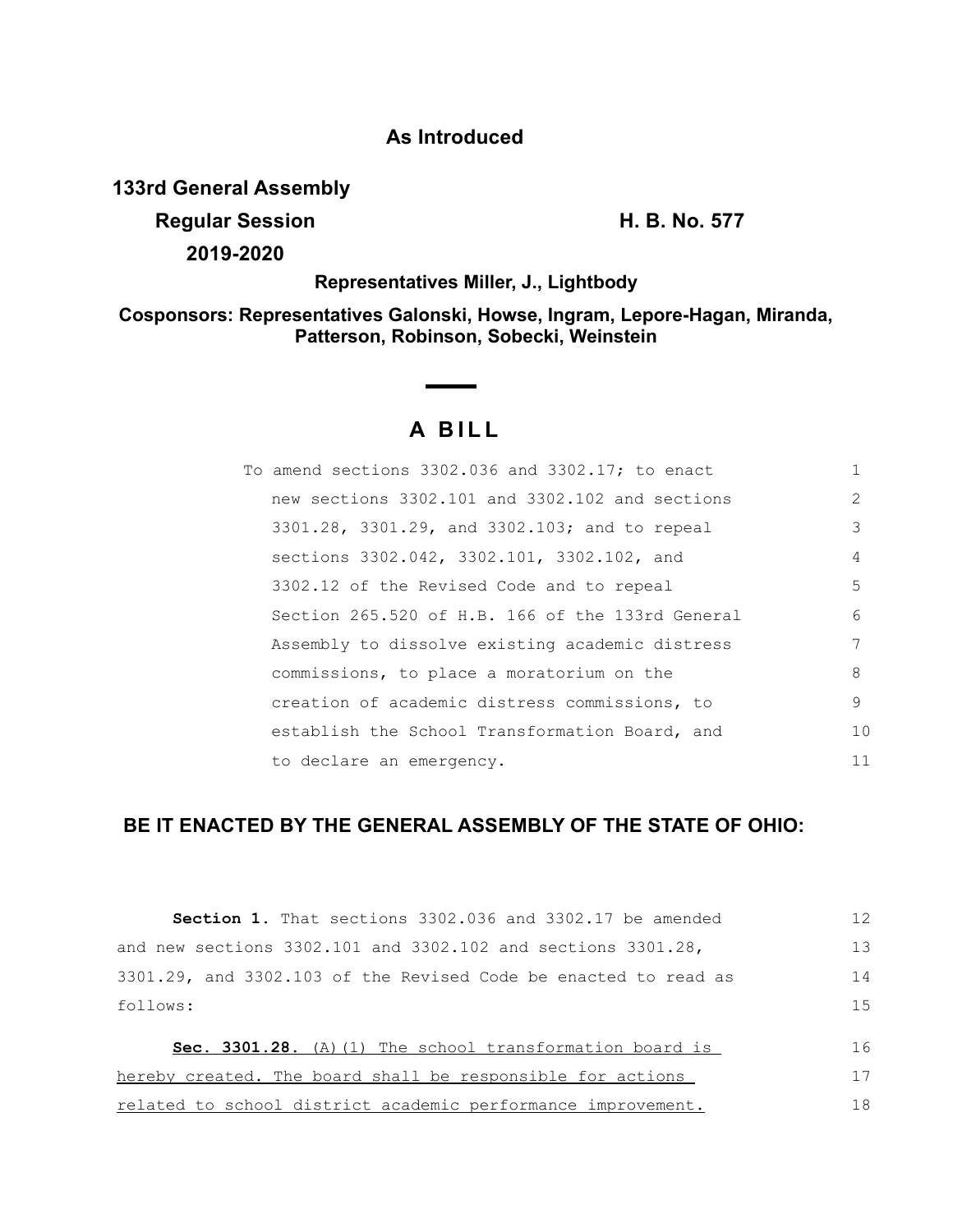**As Introduced**

**133rd General Assembly**

**Regular Session** **H. B. No. 577**

**2019-2020**

**Representatives Miller, J., Lightbody**

**Cosponsors: Representatives Galonski, Howse, Ingram, Lepore-Hagan, Miranda, Patterson, Robinson, Sobecki, Weinstein**

# A BILL

To amend sections 3302.036 and 3302.17; to enact new sections 3302.101 and 3302.102 and sections 3301.28, 3301.29, and 3302.103; and to repeal sections 3302.042, 3302.101, 3302.102, and 3302.12 of the Revised Code and to repeal Section 265.520 of H.B. 166 of the 133rd General Assembly to dissolve existing academic distress commissions, to place a moratorium on the creation of academic distress commissions, to establish the School Transformation Board, and to declare an emergency.

**BE IT ENACTED BY THE GENERAL ASSEMBLY OF THE STATE OF OHIO:**

**Section 1.** That sections 3302.036 and 3302.17 be amended and new sections 3302.101 and 3302.102 and sections 3301.28, 3301.29, and 3302.103 of the Revised Code be enacted to read as follows:

**Sec. 3301.28.** (A)(1) The school transformation board is hereby created. The board shall be responsible for actions related to school district academic performance improvement.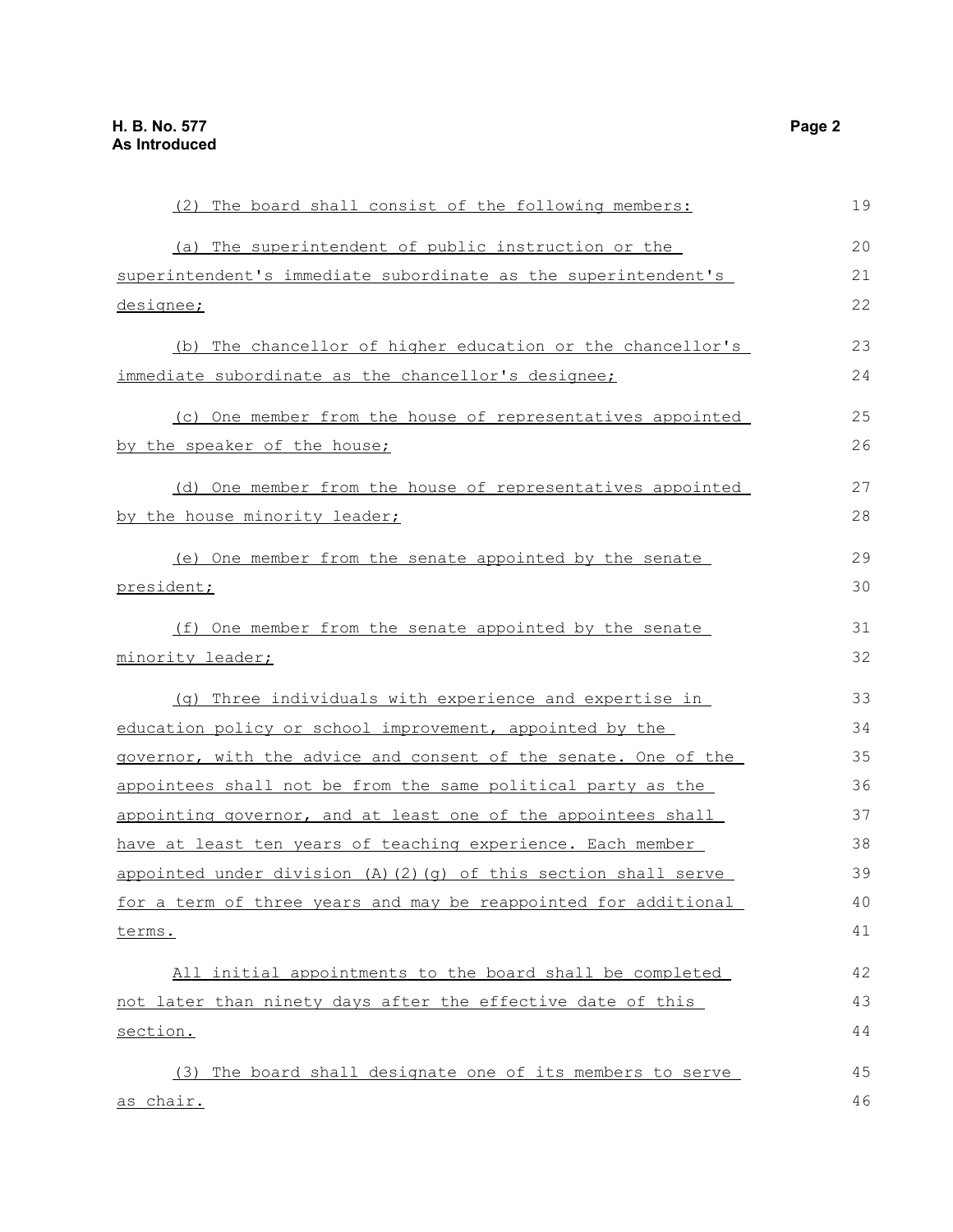(2) The board shall consist of the following members:

(a) The superintendent of public instruction or the superintendent's immediate subordinate as the superintendent's designee;

(b) The chancellor of higher education or the chancellor's immediate subordinate as the chancellor's designee;

(c) One member from the house of representatives appointed by the speaker of the house;

(d) One member from the house of representatives appointed by the house minority leader;

(e) One member from the senate appointed by the senate president;

(f) One member from the senate appointed by the senate minority leader;

(g) Three individuals with experience and expertise in education policy or school improvement, appointed by the governor, with the advice and consent of the senate. One of the appointees shall not be from the same political party as the appointing governor, and at least one of the appointees shall have at least ten years of teaching experience. Each member appointed under division (A)(2)(g) of this section shall serve for a term of three years and may be reappointed for additional terms.

All initial appointments to the board shall be completed not later than ninety days after the effective date of this section.

(3) The board shall designate one of its members to serve as chair.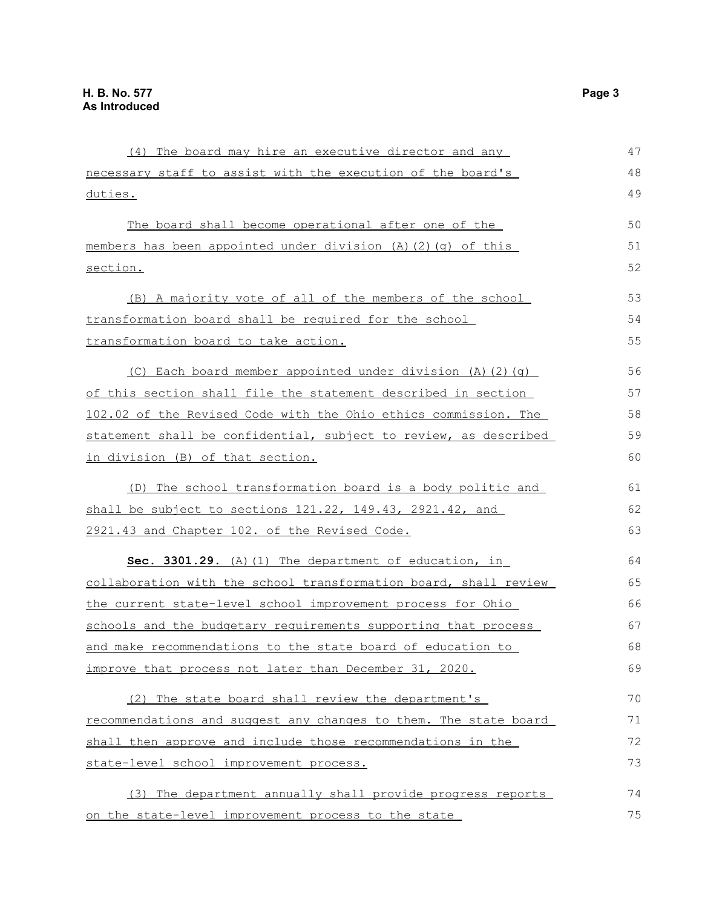(4) The board may hire an executive director and any necessary staff to assist with the execution of the board's duties.

The board shall become operational after one of the members has been appointed under division (A)(2)(g) of this section.

(B) A majority vote of all of the members of the school transformation board shall be required for the school transformation board to take action.

(C) Each board member appointed under division (A)(2)(g) of this section shall file the statement described in section 102.02 of the Revised Code with the Ohio ethics commission. The statement shall be confidential, subject to review, as described in division (B) of that section.

(D) The school transformation board is a body politic and shall be subject to sections 121.22, 149.43, 2921.42, and 2921.43 and Chapter 102. of the Revised Code.

**Sec. 3301.29.** (A)(1) The department of education, in collaboration with the school transformation board, shall review the current state-level school improvement process for Ohio schools and the budgetary requirements supporting that process and make recommendations to the state board of education to improve that process not later than December 31, 2020.

(2) The state board shall review the department's recommendations and suggest any changes to them. The state board shall then approve and include those recommendations in the state-level school improvement process.

(3) The department annually shall provide progress reports on the state-level improvement process to the state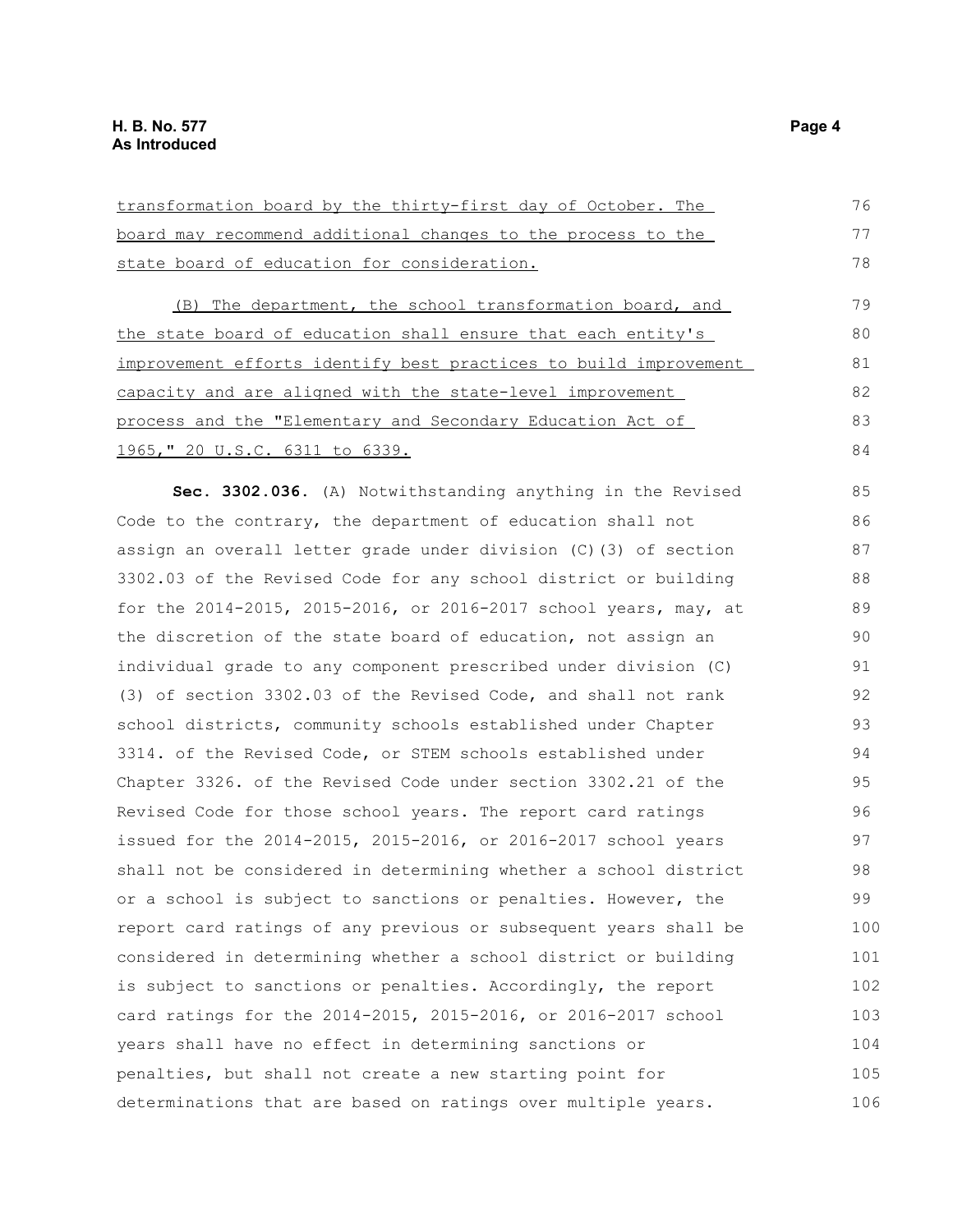transformation board by the thirty-first day of October. The board may recommend additional changes to the process to the state board of education for consideration.

(B) The department, the school transformation board, and the state board of education shall ensure that each entity's improvement efforts identify best practices to build improvement capacity and are aligned with the state-level improvement process and the "Elementary and Secondary Education Act of 1965," 20 U.S.C. 6311 to 6339.

**Sec. 3302.036.** (A) Notwithstanding anything in the Revised Code to the contrary, the department of education shall not assign an overall letter grade under division (C)(3) of section 3302.03 of the Revised Code for any school district or building for the 2014-2015, 2015-2016, or 2016-2017 school years, may, at the discretion of the state board of education, not assign an individual grade to any component prescribed under division (C)(3) of section 3302.03 of the Revised Code, and shall not rank school districts, community schools established under Chapter 3314. of the Revised Code, or STEM schools established under Chapter 3326. of the Revised Code under section 3302.21 of the Revised Code for those school years. The report card ratings issued for the 2014-2015, 2015-2016, or 2016-2017 school years shall not be considered in determining whether a school district or a school is subject to sanctions or penalties. However, the report card ratings of any previous or subsequent years shall be considered in determining whether a school district or building is subject to sanctions or penalties. Accordingly, the report card ratings for the 2014-2015, 2015-2016, or 2016-2017 school years shall have no effect in determining sanctions or penalties, but shall not create a new starting point for determinations that are based on ratings over multiple years.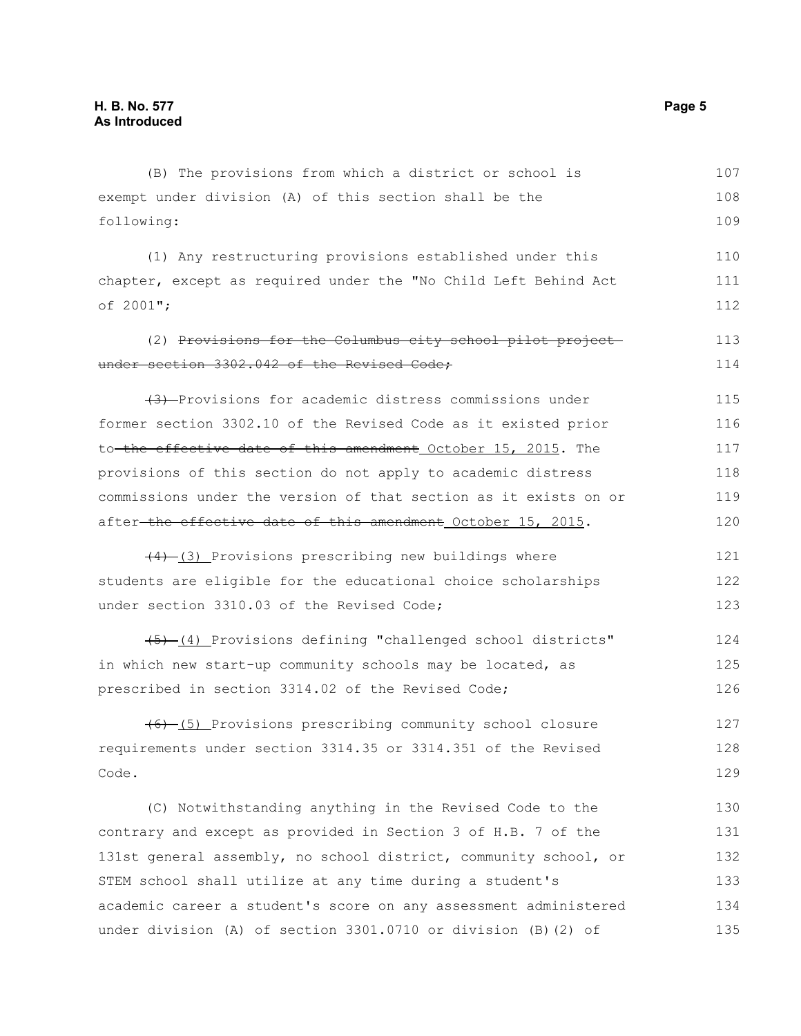(B) The provisions from which a district or school is exempt under division (A) of this section shall be the following:

(1) Any restructuring provisions established under this chapter, except as required under the "No Child Left Behind Act of 2001";

(2) ~~Provisions for the Columbus city school pilot project under section 3302.042 of the Revised Code;~~

~~(3)~~ Provisions for academic distress commissions under former section 3302.10 of the Revised Code as it existed prior to ~~the effective date of this amendment~~ <u>October 15, 2015</u>. The provisions of this section do not apply to academic distress commissions under the version of that section as it exists on or after ~~the effective date of this amendment~~ <u>October 15, 2015</u>.

~~(4)~~ <u>(3)</u> Provisions prescribing new buildings where students are eligible for the educational choice scholarships under section 3310.03 of the Revised Code;

~~(5)~~ <u>(4)</u> Provisions defining "challenged school districts" in which new start-up community schools may be located, as prescribed in section 3314.02 of the Revised Code;

~~(6)~~ <u>(5)</u> Provisions prescribing community school closure requirements under section 3314.35 or 3314.351 of the Revised Code.

(C) Notwithstanding anything in the Revised Code to the contrary and except as provided in Section 3 of H.B. 7 of the 131st general assembly, no school district, community school, or STEM school shall utilize at any time during a student's academic career a student's score on any assessment administered under division (A) of section 3301.0710 or division (B)(2) of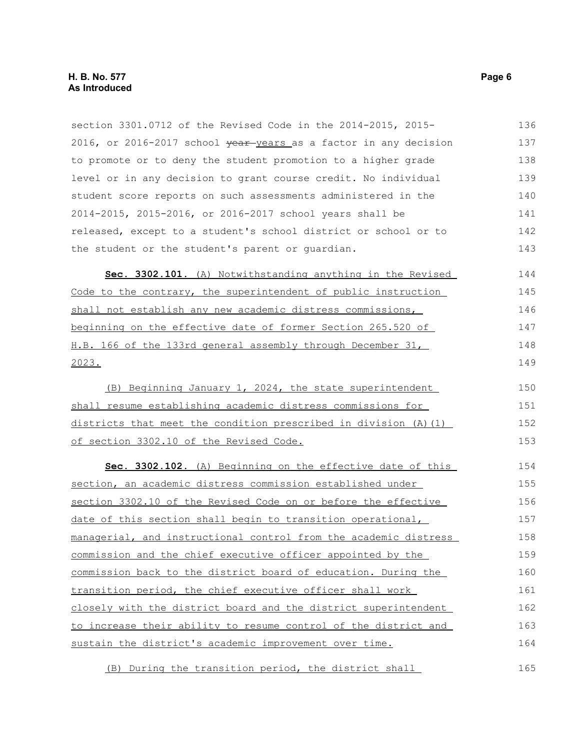section 3301.0712 of the Revised Code in the 2014-2015, 2015-2016, or 2016-2017 school ~~year~~ years as a factor in any decision to promote or to deny the student promotion to a higher grade level or in any decision to grant course credit. No individual student score reports on such assessments administered in the 2014-2015, 2015-2016, or 2016-2017 school years shall be released, except to a student's school district or school or to the student or the student's parent or guardian.

**Sec. 3302.101.** (A) Notwithstanding anything in the Revised Code to the contrary, the superintendent of public instruction shall not establish any new academic distress commissions, beginning on the effective date of former Section 265.520 of H.B. 166 of the 133rd general assembly through December 31, 2023.

(B) Beginning January 1, 2024, the state superintendent shall resume establishing academic distress commissions for districts that meet the condition prescribed in division (A)(1) of section 3302.10 of the Revised Code.

**Sec. 3302.102.** (A) Beginning on the effective date of this section, an academic distress commission established under section 3302.10 of the Revised Code on or before the effective date of this section shall begin to transition operational, managerial, and instructional control from the academic distress commission and the chief executive officer appointed by the commission back to the district board of education. During the transition period, the chief executive officer shall work closely with the district board and the district superintendent to increase their ability to resume control of the district and sustain the district's academic improvement over time.

(B) During the transition period, the district shall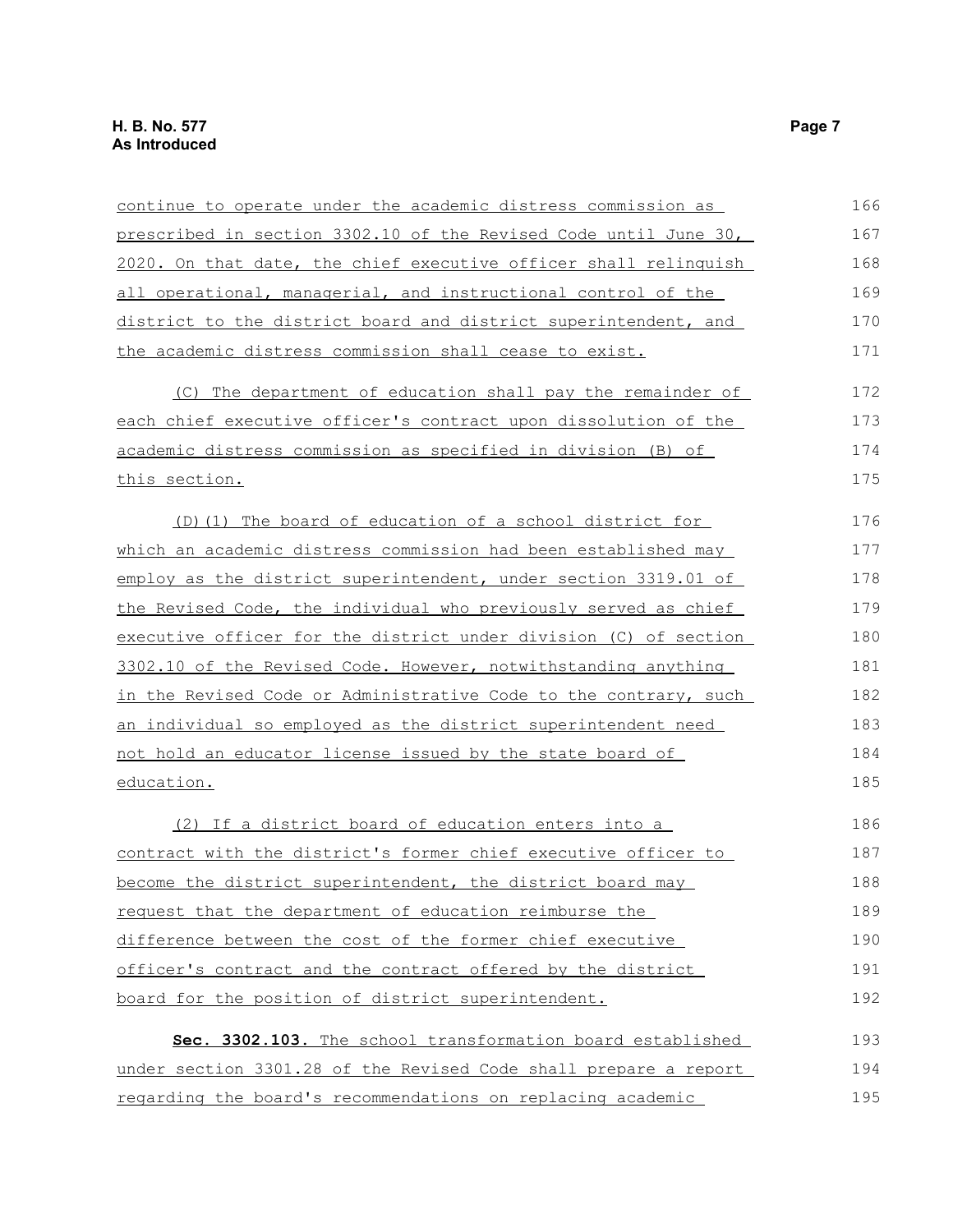continue to operate under the academic distress commission as prescribed in section 3302.10 of the Revised Code until June 30, 2020. On that date, the chief executive officer shall relinquish all operational, managerial, and instructional control of the district to the district board and district superintendent, and the academic distress commission shall cease to exist.

(C) The department of education shall pay the remainder of each chief executive officer's contract upon dissolution of the academic distress commission as specified in division (B) of this section.

(D)(1) The board of education of a school district for which an academic distress commission had been established may employ as the district superintendent, under section 3319.01 of the Revised Code, the individual who previously served as chief executive officer for the district under division (C) of section 3302.10 of the Revised Code. However, notwithstanding anything in the Revised Code or Administrative Code to the contrary, such an individual so employed as the district superintendent need not hold an educator license issued by the state board of education.

(2) If a district board of education enters into a contract with the district's former chief executive officer to become the district superintendent, the district board may request that the department of education reimburse the difference between the cost of the former chief executive officer's contract and the contract offered by the district board for the position of district superintendent.

**Sec. 3302.103.** The school transformation board established under section 3301.28 of the Revised Code shall prepare a report regarding the board's recommendations on replacing academic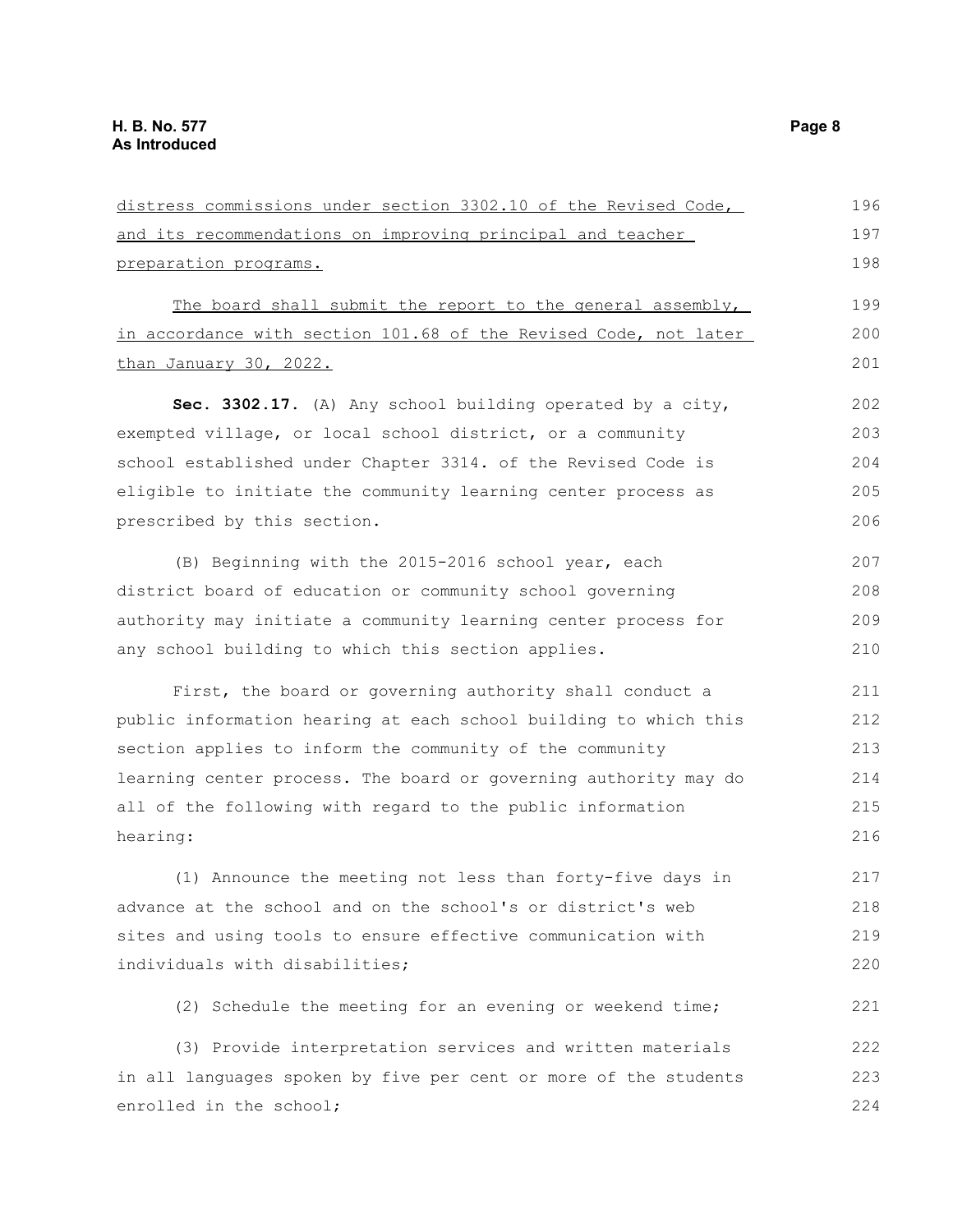distress commissions under section 3302.10 of the Revised Code, and its recommendations on improving principal and teacher preparation programs.

The board shall submit the report to the general assembly, in accordance with section 101.68 of the Revised Code, not later than January 30, 2022.

**Sec. 3302.17.** (A) Any school building operated by a city, exempted village, or local school district, or a community school established under Chapter 3314. of the Revised Code is eligible to initiate the community learning center process as prescribed by this section.

(B) Beginning with the 2015-2016 school year, each district board of education or community school governing authority may initiate a community learning center process for any school building to which this section applies.

First, the board or governing authority shall conduct a public information hearing at each school building to which this section applies to inform the community of the community learning center process. The board or governing authority may do all of the following with regard to the public information hearing:

(1) Announce the meeting not less than forty-five days in advance at the school and on the school's or district's web sites and using tools to ensure effective communication with individuals with disabilities;

(2) Schedule the meeting for an evening or weekend time;

(3) Provide interpretation services and written materials in all languages spoken by five per cent or more of the students enrolled in the school;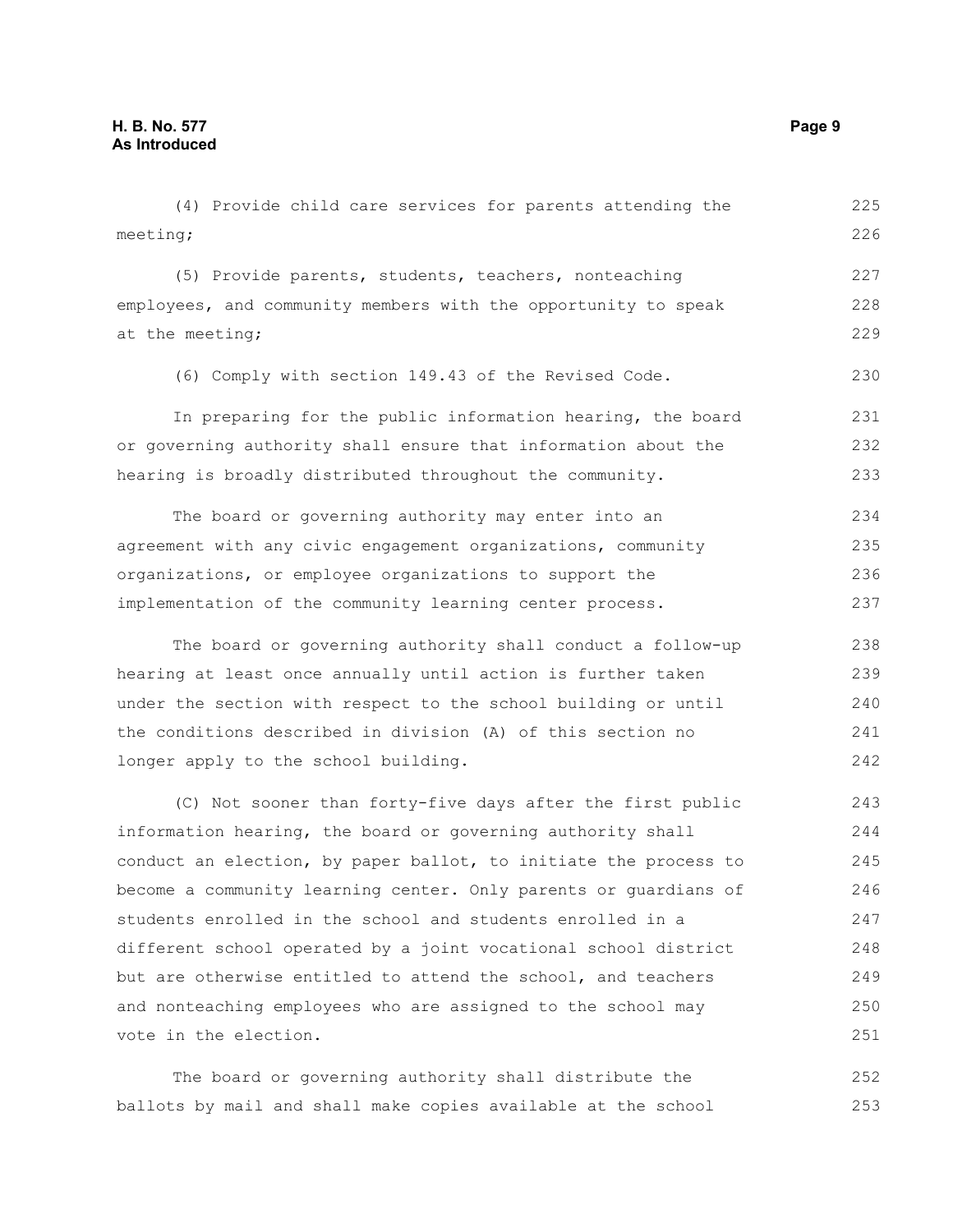(4) Provide child care services for parents attending the meeting;

(5) Provide parents, students, teachers, nonteaching employees, and community members with the opportunity to speak at the meeting;

(6) Comply with section 149.43 of the Revised Code.

In preparing for the public information hearing, the board or governing authority shall ensure that information about the hearing is broadly distributed throughout the community.

The board or governing authority may enter into an agreement with any civic engagement organizations, community organizations, or employee organizations to support the implementation of the community learning center process.

The board or governing authority shall conduct a follow-up hearing at least once annually until action is further taken under the section with respect to the school building or until the conditions described in division (A) of this section no longer apply to the school building.

(C) Not sooner than forty-five days after the first public information hearing, the board or governing authority shall conduct an election, by paper ballot, to initiate the process to become a community learning center. Only parents or guardians of students enrolled in the school and students enrolled in a different school operated by a joint vocational school district but are otherwise entitled to attend the school, and teachers and nonteaching employees who are assigned to the school may vote in the election.

The board or governing authority shall distribute the ballots by mail and shall make copies available at the school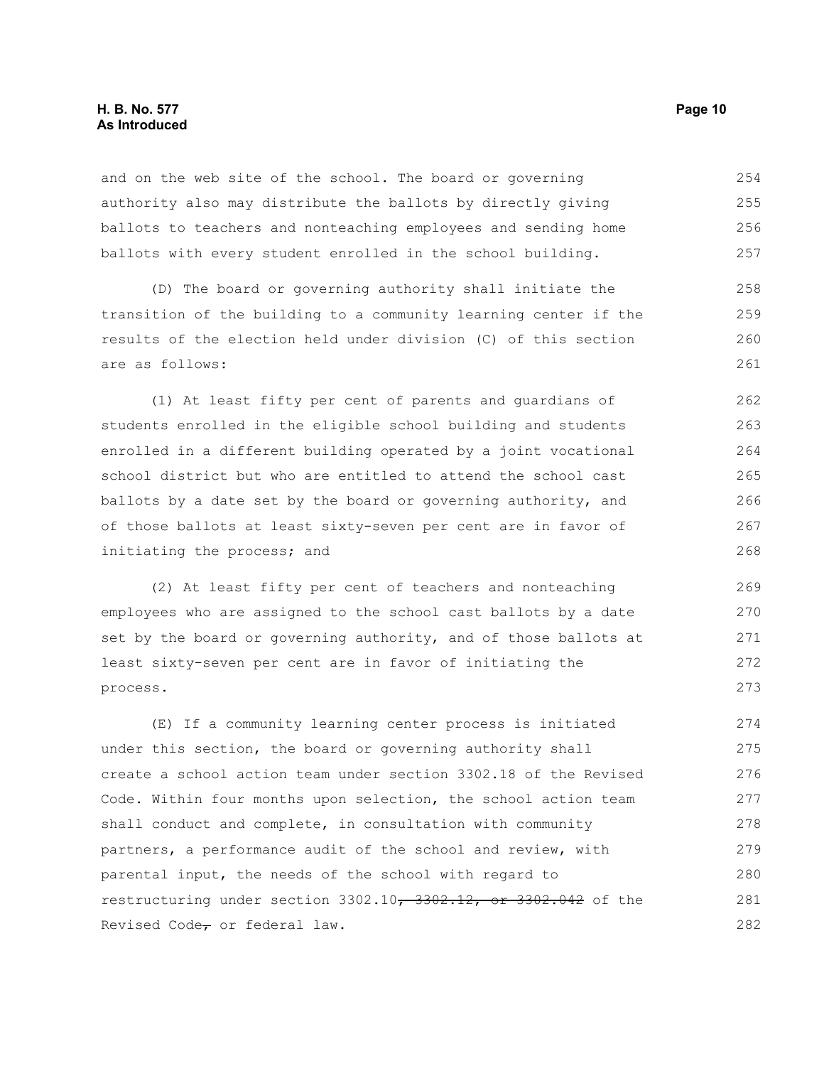and on the web site of the school. The board or governing authority also may distribute the ballots by directly giving ballots to teachers and nonteaching employees and sending home ballots with every student enrolled in the school building.

(D) The board or governing authority shall initiate the transition of the building to a community learning center if the results of the election held under division (C) of this section are as follows:

(1) At least fifty per cent of parents and guardians of students enrolled in the eligible school building and students enrolled in a different building operated by a joint vocational school district but who are entitled to attend the school cast ballots by a date set by the board or governing authority, and of those ballots at least sixty-seven per cent are in favor of initiating the process; and

(2) At least fifty per cent of teachers and nonteaching employees who are assigned to the school cast ballots by a date set by the board or governing authority, and of those ballots at least sixty-seven per cent are in favor of initiating the process.

(E) If a community learning center process is initiated under this section, the board or governing authority shall create a school action team under section 3302.18 of the Revised Code. Within four months upon selection, the school action team shall conduct and complete, in consultation with community partners, a performance audit of the school and review, with parental input, the needs of the school with regard to restructuring under section 3302.10~~, 3302.12, or 3302.042~~ of the Revised Code~~,~~ or federal law.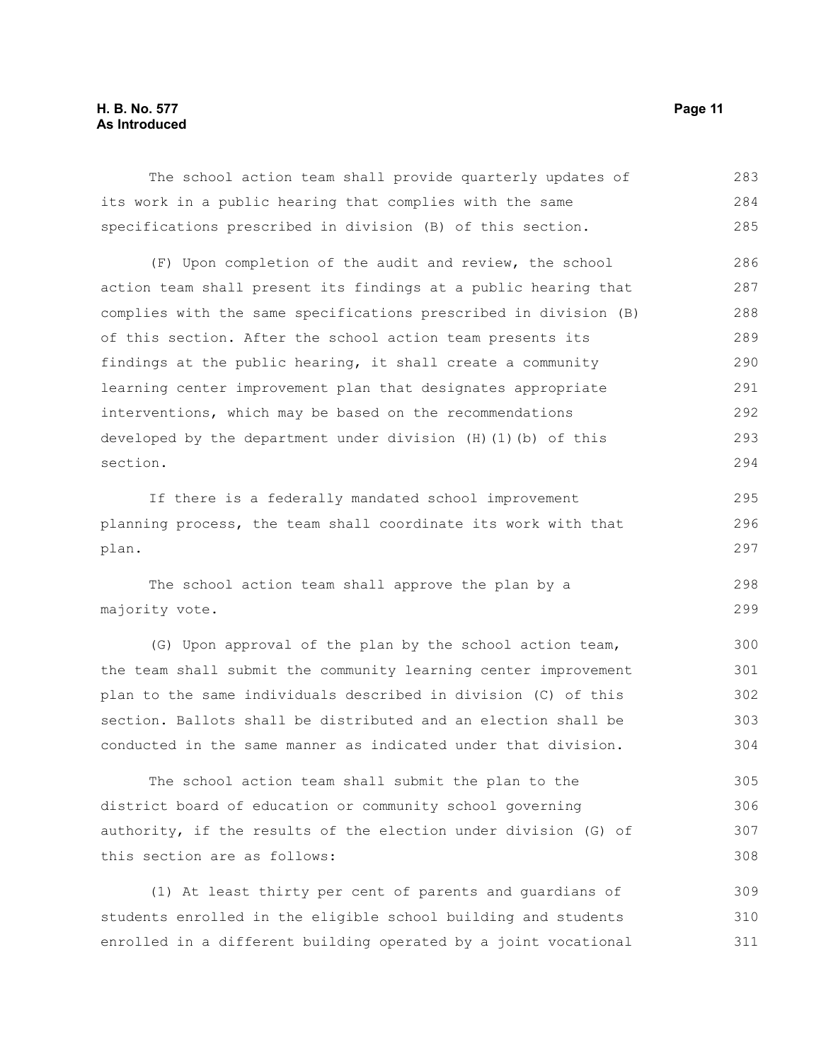The school action team shall provide quarterly updates of its work in a public hearing that complies with the same specifications prescribed in division (B) of this section.

(F) Upon completion of the audit and review, the school action team shall present its findings at a public hearing that complies with the same specifications prescribed in division (B) of this section. After the school action team presents its findings at the public hearing, it shall create a community learning center improvement plan that designates appropriate interventions, which may be based on the recommendations developed by the department under division (H)(1)(b) of this section.

If there is a federally mandated school improvement planning process, the team shall coordinate its work with that plan.

The school action team shall approve the plan by a majority vote.

(G) Upon approval of the plan by the school action team, the team shall submit the community learning center improvement plan to the same individuals described in division (C) of this section. Ballots shall be distributed and an election shall be conducted in the same manner as indicated under that division.

The school action team shall submit the plan to the district board of education or community school governing authority, if the results of the election under division (G) of this section are as follows:

(1) At least thirty per cent of parents and guardians of students enrolled in the eligible school building and students enrolled in a different building operated by a joint vocational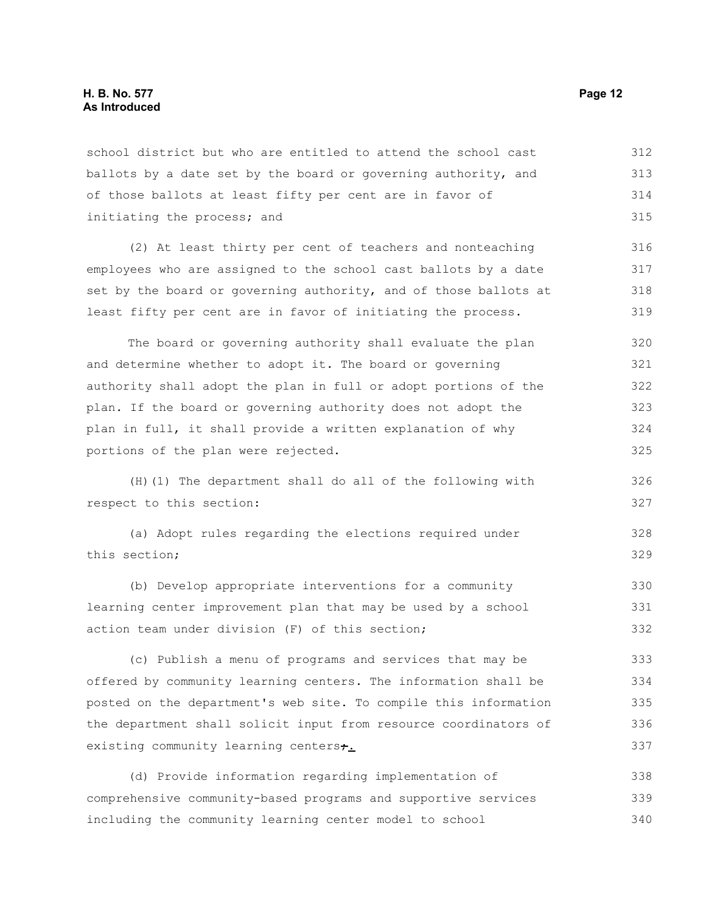school district but who are entitled to attend the school cast ballots by a date set by the board or governing authority, and of those ballots at least fifty per cent are in favor of initiating the process; and

(2) At least thirty per cent of teachers and nonteaching employees who are assigned to the school cast ballots by a date set by the board or governing authority, and of those ballots at least fifty per cent are in favor of initiating the process.

The board or governing authority shall evaluate the plan and determine whether to adopt it. The board or governing authority shall adopt the plan in full or adopt portions of the plan. If the board or governing authority does not adopt the plan in full, it shall provide a written explanation of why portions of the plan were rejected.

(H)(1) The department shall do all of the following with respect to this section:

(a) Adopt rules regarding the elections required under this section;

(b) Develop appropriate interventions for a community learning center improvement plan that may be used by a school action team under division (F) of this section;

(c) Publish a menu of programs and services that may be offered by community learning centers. The information shall be posted on the department's web site. To compile this information the department shall solicit input from resource coordinators of existing community learning centers~~;~~.

(d) Provide information regarding implementation of comprehensive community-based programs and supportive services including the community learning center model to school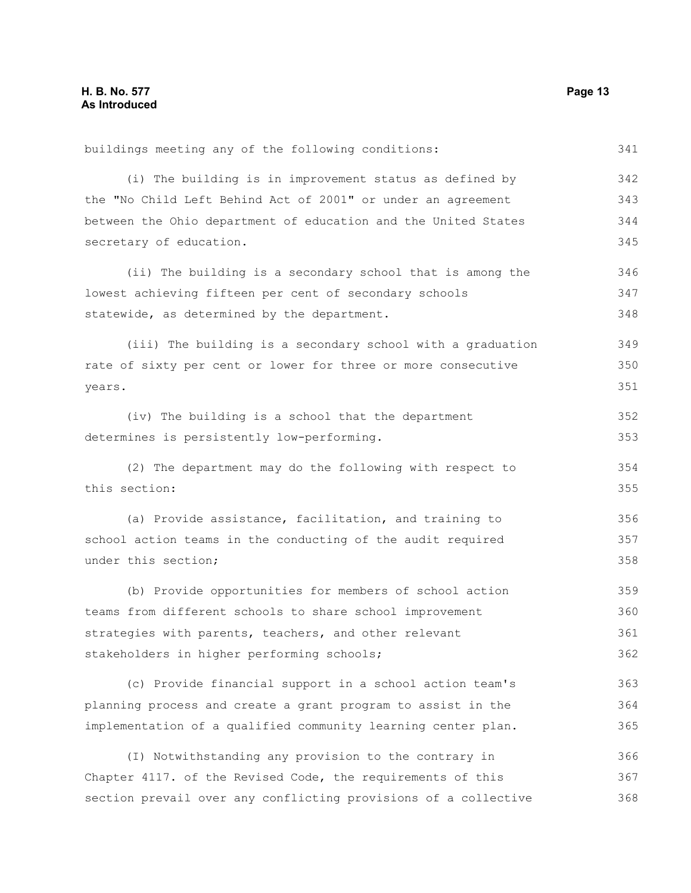buildings meeting any of the following conditions:

(i) The building is in improvement status as defined by the "No Child Left Behind Act of 2001" or under an agreement between the Ohio department of education and the United States secretary of education.

(ii) The building is a secondary school that is among the lowest achieving fifteen per cent of secondary schools statewide, as determined by the department.

(iii) The building is a secondary school with a graduation rate of sixty per cent or lower for three or more consecutive years.

(iv) The building is a school that the department determines is persistently low-performing.

(2) The department may do the following with respect to this section:

(a) Provide assistance, facilitation, and training to school action teams in the conducting of the audit required under this section;

(b) Provide opportunities for members of school action teams from different schools to share school improvement strategies with parents, teachers, and other relevant stakeholders in higher performing schools;

(c) Provide financial support in a school action team's planning process and create a grant program to assist in the implementation of a qualified community learning center plan.

(I) Notwithstanding any provision to the contrary in Chapter 4117. of the Revised Code, the requirements of this section prevail over any conflicting provisions of a collective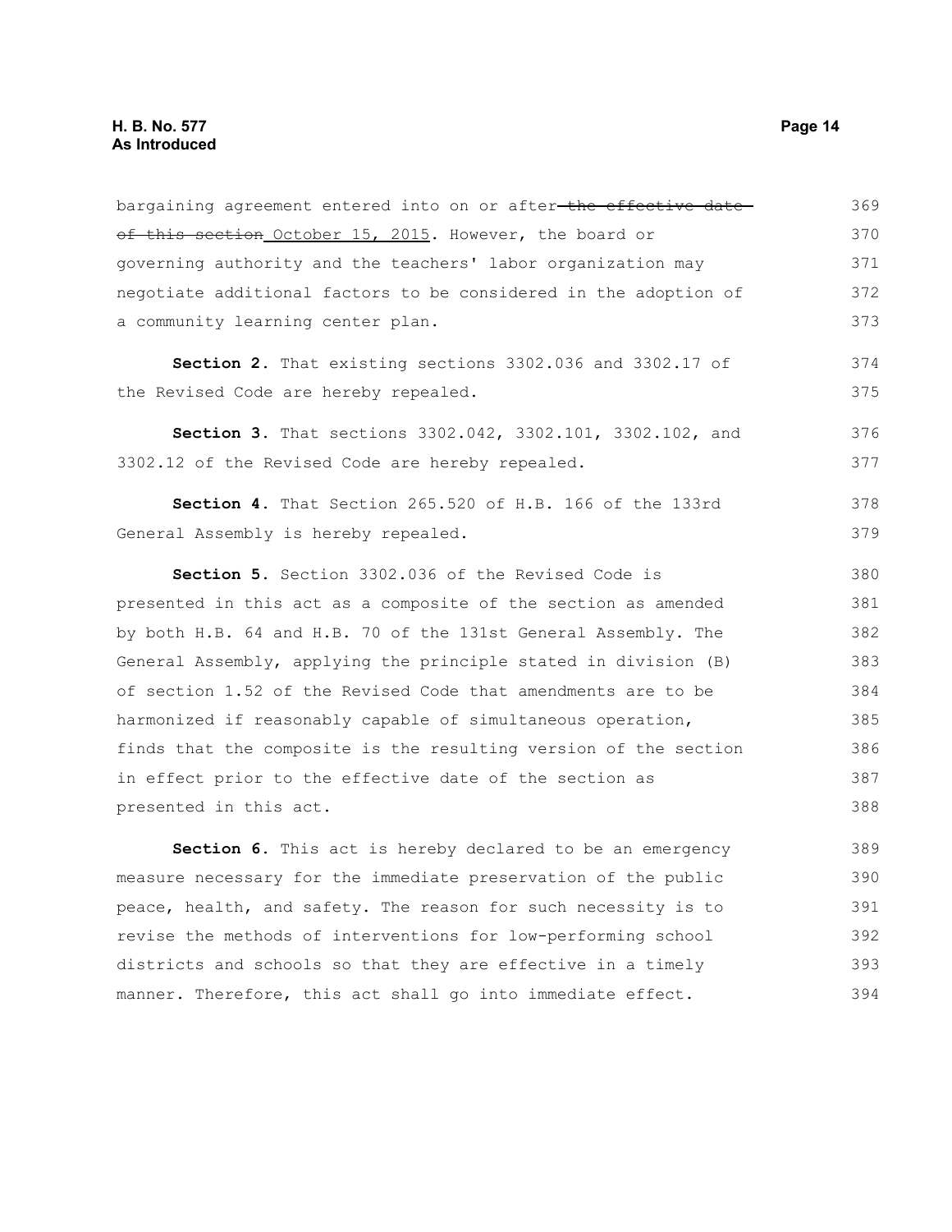bargaining agreement entered into on or after ~~the effective date of this section~~ October 15, 2015. However, the board or governing authority and the teachers' labor organization may negotiate additional factors to be considered in the adoption of a community learning center plan.

**Section 2.** That existing sections 3302.036 and 3302.17 of the Revised Code are hereby repealed.

**Section 3.** That sections 3302.042, 3302.101, 3302.102, and 3302.12 of the Revised Code are hereby repealed.

**Section 4.** That Section 265.520 of H.B. 166 of the 133rd General Assembly is hereby repealed.

**Section 5.** Section 3302.036 of the Revised Code is presented in this act as a composite of the section as amended by both H.B. 64 and H.B. 70 of the 131st General Assembly. The General Assembly, applying the principle stated in division (B) of section 1.52 of the Revised Code that amendments are to be harmonized if reasonably capable of simultaneous operation, finds that the composite is the resulting version of the section in effect prior to the effective date of the section as presented in this act.

**Section 6.** This act is hereby declared to be an emergency measure necessary for the immediate preservation of the public peace, health, and safety. The reason for such necessity is to revise the methods of interventions for low-performing school districts and schools so that they are effective in a timely manner. Therefore, this act shall go into immediate effect.